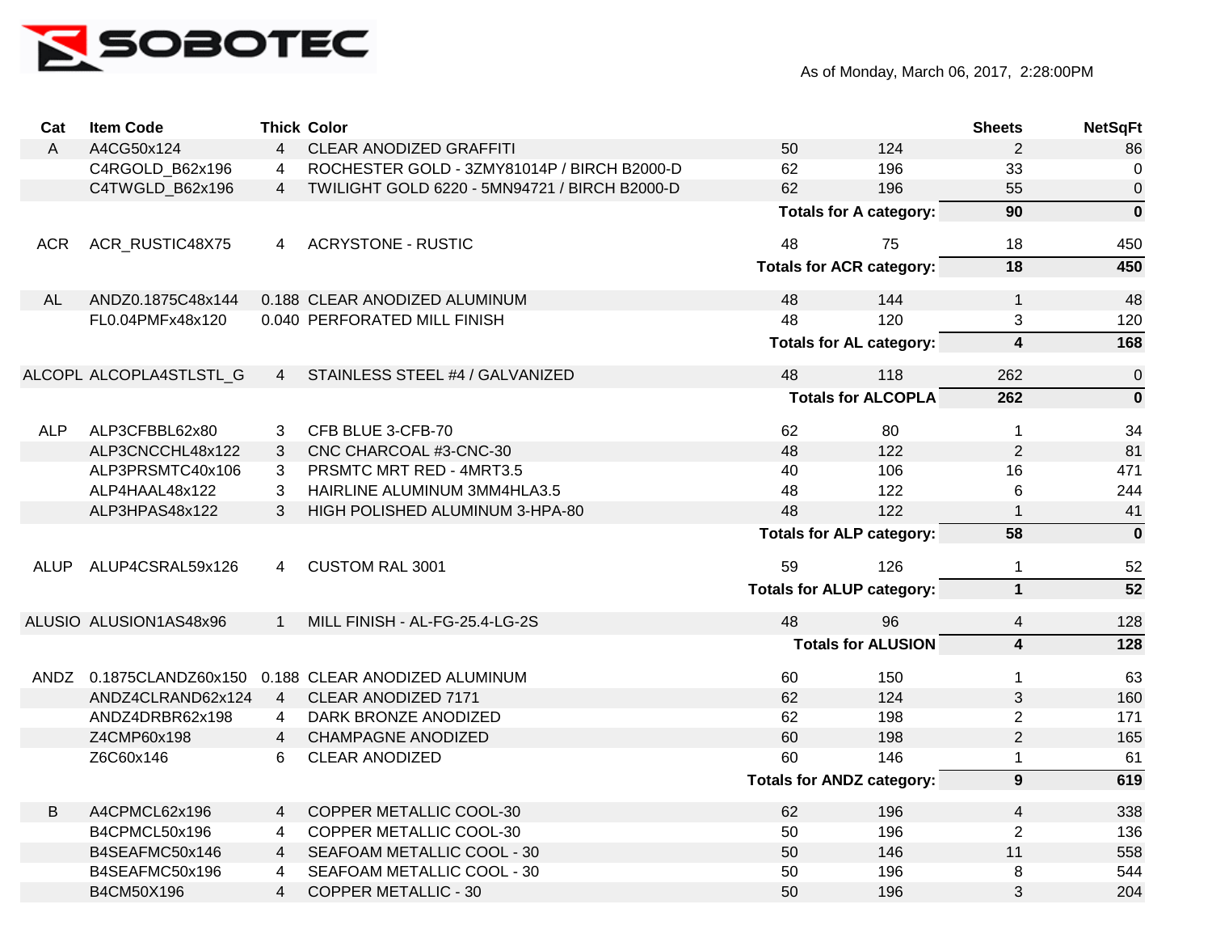SOBOTEC

As of Monday, March 06, 2017, 2:28:00PM

| Cat | Item Code | Thick | Color | | | Sheets | NetSqFt |
|---|---|---|---|---|---|---|---|
| A | A4CG50x124 | 4 | CLEAR ANODIZED GRAFFITI | 50 | 124 | 2 | 86 |
| | C4RGOLD_B62x196 | 4 | ROCHESTER GOLD - 3ZMY81014P / BIRCH B2000-D | 62 | 196 | 33 | 0 |
| | C4TWGLD_B62x196 | 4 | TWILIGHT GOLD 6220 - 5MN94721 / BIRCH B2000-D | 62 | 196 | 55 | 0 |
| | | | | | **Totals for A category:** | **90** | **0** |
| ACR | ACR_RUSTIC48X75 | 4 | ACRYSTONE - RUSTIC | 48 | 75 | 18 | 450 |
| | | | | | **Totals for ACR category:** | **18** | **450** |
| AL | ANDZ0.1875C48x144 | 0.188 | CLEAR ANODIZED ALUMINUM | 48 | 144 | 1 | 48 |
| | FL0.04PMFx48x120 | 0.040 | PERFORATED MILL FINISH | 48 | 120 | 3 | 120 |
| | | | | | **Totals for AL category:** | **4** | **168** |
| ALCOPL | ALCOPLA4STLSTL_G | 4 | STAINLESS STEEL #4 / GALVANIZED | 48 | 118 | 262 | 0 |
| | | | | | **Totals for ALCOPLA** | **262** | **0** |
| ALP | ALP3CFBBL62x80 | 3 | CFB BLUE 3-CFB-70 | 62 | 80 | 1 | 34 |
| | ALP3CNCCHL48x122 | 3 | CNC CHARCOAL #3-CNC-30 | 48 | 122 | 2 | 81 |
| | ALP3PRSMTC40x106 | 3 | PRSMTC MRT RED - 4MRT3.5 | 40 | 106 | 16 | 471 |
| | ALP4HAAL48x122 | 3 | HAIRLINE ALUMINUM 3MM4HLA3.5 | 48 | 122 | 6 | 244 |
| | ALP3HPAS48x122 | 3 | HIGH POLISHED ALUMINUM 3-HPA-80 | 48 | 122 | 1 | 41 |
| | | | | | **Totals for ALP category:** | **58** | **0** |
| ALUP | ALUP4CSRAL59x126 | 4 | CUSTOM RAL 3001 | 59 | 126 | 1 | 52 |
| | | | | | **Totals for ALUP category:** | **1** | **52** |
| ALUSIO | ALUSION1AS48x96 | 1 | MILL FINISH - AL-FG-25.4-LG-2S | 48 | 96 | 4 | 128 |
| | | | | | **Totals for ALUSION** | **4** | **128** |
| ANDZ | 0.1875CLANDZ60x150 | 0.188 | CLEAR ANODIZED ALUMINUM | 60 | 150 | 1 | 63 |
| | ANDZ4CLRAND62x124 | 4 | CLEAR ANODIZED 7171 | 62 | 124 | 3 | 160 |
| | ANDZ4DRBR62x198 | 4 | DARK BRONZE ANODIZED | 62 | 198 | 2 | 171 |
| | Z4CMP60x198 | 4 | CHAMPAGNE ANODIZED | 60 | 198 | 2 | 165 |
| | Z6C60x146 | 6 | CLEAR ANODIZED | 60 | 146 | 1 | 61 |
| | | | | | **Totals for ANDZ category:** | **9** | **619** |
| B | A4CPMCL62x196 | 4 | COPPER METALLIC COOL-30 | 62 | 196 | 4 | 338 |
| | B4CPMCL50x196 | 4 | COPPER METALLIC COOL-30 | 50 | 196 | 2 | 136 |
| | B4SEAFMC50x146 | 4 | SEAFOAM METALLIC COOL - 30 | 50 | 146 | 11 | 558 |
| | B4SEAFMC50x196 | 4 | SEAFOAM METALLIC COOL - 30 | 50 | 196 | 8 | 544 |
| | B4CM50X196 | 4 | COPPER METALLIC - 30 | 50 | 196 | 3 | 204 |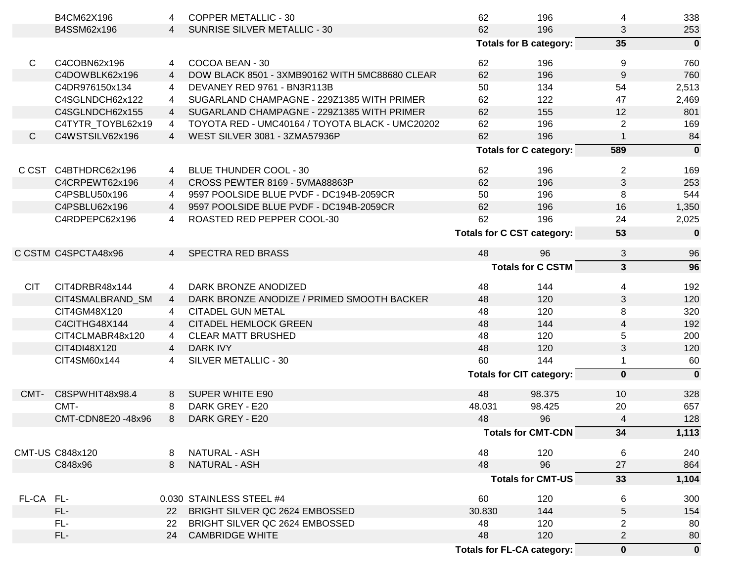| Category | Item | Gauge | Description | Width | Length | Qty | Total |
|---|---|---|---|---|---|---|---|
| | B4CM62X196 | 4 | COPPER METALLIC - 30 | 62 | 196 | 4 | 338 |
| | B4SSM62x196 | 4 | SUNRISE SILVER METALLIC - 30 | 62 | 196 | 3 | 253 |
| | | | | | **Totals for B category:** | **35** | **0** |
| C | C4COBN62x196 | 4 | COCOA BEAN - 30 | 62 | 196 | 9 | 760 |
| | C4DOWBLK62x196 | 4 | DOW BLACK 8501 - 3XMB90162 WITH 5MC88680 CLEAR | 62 | 196 | 9 | 760 |
| | C4DR976150x134 | 4 | DEVANEY RED 9761 - BN3R113B | 50 | 134 | 54 | 2,513 |
| | C4SGLNDCH62x122 | 4 | SUGARLAND CHAMPAGNE - 229Z1385 WITH PRIMER | 62 | 122 | 47 | 2,469 |
| | C4SGLNDCH62x155 | 4 | SUGARLAND CHAMPAGNE - 229Z1385 WITH PRIMER | 62 | 155 | 12 | 801 |
| | C4TYTR_TOYBL62x19 | 4 | TOYOTA RED - UMC40164 / TOYOTA BLACK - UMC20202 | 62 | 196 | 2 | 169 |
| C | C4WSTSILV62x196 | 4 | WEST SILVER 3081 - 3ZMA57936P | 62 | 196 | 1 | 84 |
| | | | | | **Totals for C category:** | **589** | **0** |
| C CST | C4BTHDRC62x196 | 4 | BLUE THUNDER COOL - 30 | 62 | 196 | 2 | 169 |
| | C4CRPEWT62x196 | 4 | CROSS PEWTER 8169 - 5VMA88863P | 62 | 196 | 3 | 253 |
| | C4PSBLU50x196 | 4 | 9597 POOLSIDE BLUE PVDF - DC194B-2059CR | 50 | 196 | 8 | 544 |
| | C4PSBLU62x196 | 4 | 9597 POOLSIDE BLUE PVDF - DC194B-2059CR | 62 | 196 | 16 | 1,350 |
| | C4RDPEPC62x196 | 4 | ROASTED RED PEPPER COOL-30 | 62 | 196 | 24 | 2,025 |
| | | | | | **Totals for C CST category:** | **53** | **0** |
| C CSTM | C4SPCTA48x96 | 4 | SPECTRA RED BRASS | 48 | 96 | 3 | 96 |
| | | | | | **Totals for C CSTM** | **3** | **96** |
| CIT | CIT4DRBR48x144 | 4 | DARK BRONZE ANODIZED | 48 | 144 | 4 | 192 |
| | CIT4SMALBRAND_SM | 4 | DARK BRONZE ANODIZE / PRIMED SMOOTH BACKER | 48 | 120 | 3 | 120 |
| | CIT4GM48X120 | 4 | CITADEL GUN METAL | 48 | 120 | 8 | 320 |
| | C4CITHG48X144 | 4 | CITADEL HEMLOCK GREEN | 48 | 144 | 4 | 192 |
| | CIT4CLMABR48x120 | 4 | CLEAR MATT BRUSHED | 48 | 120 | 5 | 200 |
| | CIT4DI48X120 | 4 | DARK IVY | 48 | 120 | 3 | 120 |
| | CIT4SM60x144 | 4 | SILVER METALLIC - 30 | 60 | 144 | 1 | 60 |
| | | | | | **Totals for CIT category:** | **0** | **0** |
| CMT- | C8SPWHIT48x98.4 | 8 | SUPER WHITE E90 | 48 | 98.375 | 10 | 328 |
| | CMT- | 8 | DARK GREY - E20 | 48.031 | 98.425 | 20 | 657 |
| | CMT-CDN8E20 -48x96 | 8 | DARK GREY - E20 | 48 | 96 | 4 | 128 |
| | | | | | **Totals for CMT-CDN** | **34** | **1,113** |
| CMT-US | C848x120 | 8 | NATURAL - ASH | 48 | 120 | 6 | 240 |
| | C848x96 | 8 | NATURAL - ASH | 48 | 96 | 27 | 864 |
| | | | | | **Totals for CMT-US** | **33** | **1,104** |
| FL-CA | FL- | 0.030 | STAINLESS STEEL #4 | 60 | 120 | 6 | 300 |
| | FL- | 22 | BRIGHT SILVER QC 2624 EMBOSSED | 30.830 | 144 | 5 | 154 |
| | FL- | 22 | BRIGHT SILVER QC 2624 EMBOSSED | 48 | 120 | 2 | 80 |
| | FL- | 24 | CAMBRIDGE WHITE | 48 | 120 | 2 | 80 |
| | | | | | **Totals for FL-CA category:** | **0** | **0** |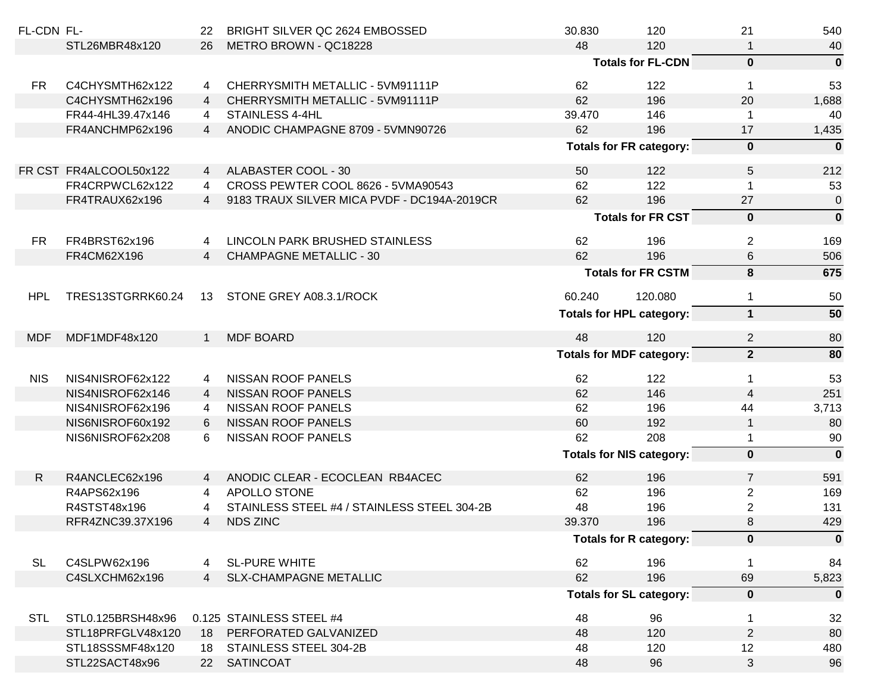| | | | | | | | |
|---|---|---|---|---|---|---|---|
| FL-CDN | FL- | 22 | BRIGHT SILVER QC 2624 EMBOSSED | 30.830 | 120 | 21 | 540 |
| | STL26MBR48x120 | 26 | METRO BROWN - QC18228 | 48 | 120 | 1 | 40 |
| | | | | | **Totals for FL-CDN** | **0** | **0** |
| FR | C4CHYSMTH62x122 | 4 | CHERRYSMITH METALLIC - 5VM91111P | 62 | 122 | 1 | 53 |
| | C4CHYSMTH62x196 | 4 | CHERRYSMITH METALLIC - 5VM91111P | 62 | 196 | 20 | 1,688 |
| | FR44-4HL39.47x146 | 4 | STAINLESS 4-4HL | 39.470 | 146 | 1 | 40 |
| | FR4ANCHMP62x196 | 4 | ANODIC CHAMPAGNE 8709 - 5VMN90726 | 62 | 196 | 17 | 1,435 |
| | | | | | **Totals for FR category:** | **0** | **0** |
| FR CST | FR4ALCOOL50x122 | 4 | ALABASTER COOL - 30 | 50 | 122 | 5 | 212 |
| | FR4CRPWCL62x122 | 4 | CROSS PEWTER COOL 8626 - 5VMA90543 | 62 | 122 | 1 | 53 |
| | FR4TRAUX62x196 | 4 | 9183 TRAUX SILVER MICA PVDF - DC194A-2019CR | 62 | 196 | 27 | 0 |
| | | | | | **Totals for FR CST** | **0** | **0** |
| FR | FR4BRST62x196 | 4 | LINCOLN PARK BRUSHED STAINLESS | 62 | 196 | 2 | 169 |
| | FR4CM62X196 | 4 | CHAMPAGNE METALLIC - 30 | 62 | 196 | 6 | 506 |
| | | | | | **Totals for FR CSTM** | **8** | **675** |
| HPL | TRES13STGRRK60.24 | 13 | STONE GREY A08.3.1/ROCK | 60.240 | 120.080 | 1 | 50 |
| | | | | | **Totals for HPL category:** | **1** | **50** |
| MDF | MDF1MDF48x120 | 1 | MDF BOARD | 48 | 120 | 2 | 80 |
| | | | | | **Totals for MDF category:** | **2** | **80** |
| NIS | NIS4NISROF62x122 | 4 | NISSAN ROOF PANELS | 62 | 122 | 1 | 53 |
| | NIS4NISROF62x146 | 4 | NISSAN ROOF PANELS | 62 | 146 | 4 | 251 |
| | NIS4NISROF62x196 | 4 | NISSAN ROOF PANELS | 62 | 196 | 44 | 3,713 |
| | NIS6NISROF60x192 | 6 | NISSAN ROOF PANELS | 60 | 192 | 1 | 80 |
| | NIS6NISROF62x208 | 6 | NISSAN ROOF PANELS | 62 | 208 | 1 | 90 |
| | | | | | **Totals for NIS category:** | **0** | **0** |
| R | R4ANCLEC62x196 | 4 | ANODIC CLEAR - ECOCLEAN RB4ACEC | 62 | 196 | 7 | 591 |
| | R4APS62x196 | 4 | APOLLO STONE | 62 | 196 | 2 | 169 |
| | R4STST48x196 | 4 | STAINLESS STEEL #4 / STAINLESS STEEL 304-2B | 48 | 196 | 2 | 131 |
| | RFR4ZNC39.37X196 | 4 | NDS ZINC | 39.370 | 196 | 8 | 429 |
| | | | | | **Totals for R category:** | **0** | **0** |
| SL | C4SLPW62x196 | 4 | SL-PURE WHITE | 62 | 196 | 1 | 84 |
| | C4SLXCHM62x196 | 4 | SLX-CHAMPAGNE METALLIC | 62 | 196 | 69 | 5,823 |
| | | | | | **Totals for SL category:** | **0** | **0** |
| STL | STL0.125BRSH48x96 | 0.125 | STAINLESS STEEL #4 | 48 | 96 | 1 | 32 |
| | STL18PRFGLV48x120 | 18 | PERFORATED GALVANIZED | 48 | 120 | 2 | 80 |
| | STL18SSSMF48x120 | 18 | STAINLESS STEEL 304-2B | 48 | 120 | 12 | 480 |
| | STL22SACT48x96 | 22 | SATINCOAT | 48 | 96 | 3 | 96 |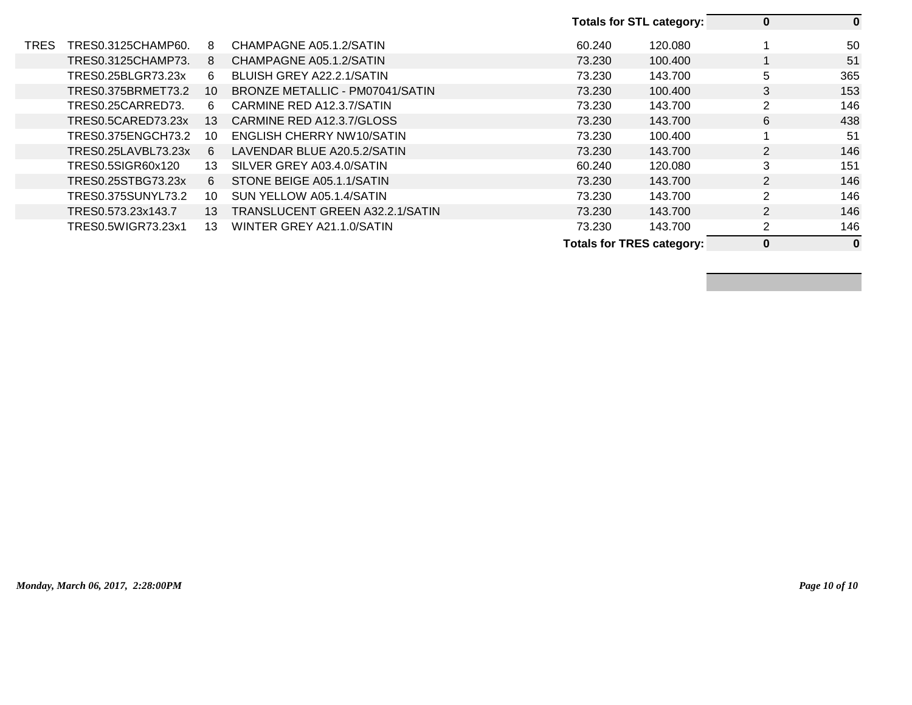| | | | | | | | |
|---|---|---|---|---|---|---|---|
| | | | | | **Totals for STL category:** | **0** | **0** |
| TRES | TRES0.3125CHAMP60. | 8 | CHAMPAGNE A05.1.2/SATIN | 60.240 | 120.080 | 1 | 50 |
| | TRES0.3125CHAMP73. | 8 | CHAMPAGNE A05.1.2/SATIN | 73.230 | 100.400 | 1 | 51 |
| | TRES0.25BLGR73.23x | 6 | BLUISH GREY A22.2.1/SATIN | 73.230 | 143.700 | 5 | 365 |
| | TRES0.375BRMET73.2 | 10 | BRONZE METALLIC - PM07041/SATIN | 73.230 | 100.400 | 3 | 153 |
| | TRES0.25CARRED73. | 6 | CARMINE RED A12.3.7/SATIN | 73.230 | 143.700 | 2 | 146 |
| | TRES0.5CARED73.23x | 13 | CARMINE RED A12.3.7/GLOSS | 73.230 | 143.700 | 6 | 438 |
| | TRES0.375ENGCH73.2 | 10 | ENGLISH CHERRY NW10/SATIN | 73.230 | 100.400 | 1 | 51 |
| | TRES0.25LAVBL73.23x | 6 | LAVENDAR BLUE A20.5.2/SATIN | 73.230 | 143.700 | 2 | 146 |
| | TRES0.5SIGR60x120 | 13 | SILVER GREY A03.4.0/SATIN | 60.240 | 120.080 | 3 | 151 |
| | TRES0.25STBG73.23x | 6 | STONE BEIGE A05.1.1/SATIN | 73.230 | 143.700 | 2 | 146 |
| | TRES0.375SUNYL73.2 | 10 | SUN YELLOW A05.1.4/SATIN | 73.230 | 143.700 | 2 | 146 |
| | TRES0.573.23x143.7 | 13 | TRANSLUCENT GREEN A32.2.1/SATIN | 73.230 | 143.700 | 2 | 146 |
| | TRES0.5WIGR73.23x1 | 13 | WINTER GREY A21.1.0/SATIN | 73.230 | 143.700 | 2 | 146 |
| | | | | | **Totals for TRES category:** | **0** | **0** |

*Monday, March 06, 2017, 2:28:00PM*